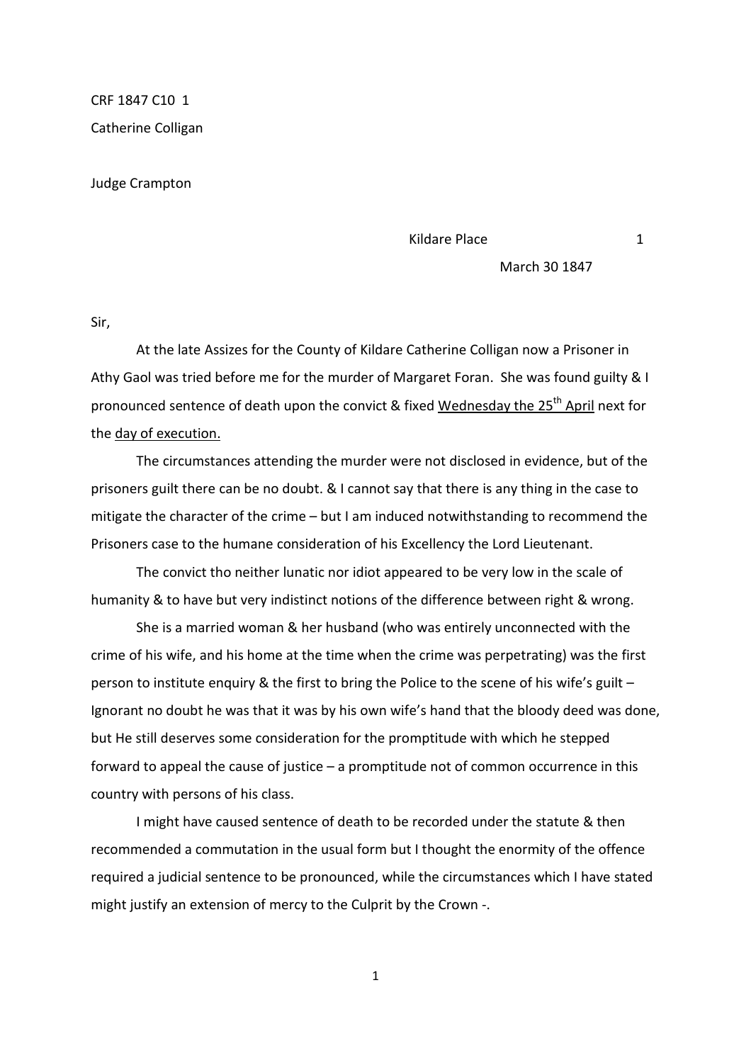CRF 1847 C10 1

Catherine Colligan

Judge Crampton

Kildare Place 1

March 30 1847

Sir,

At the late Assizes for the County of Kildare Catherine Colligan now a Prisoner in Athy Gaol was tried before me for the murder of Margaret Foran. She was found guilty & I pronounced sentence of death upon the convict & fixed <u>Wednesday the 25th April</u> next for the <u>day of execution.</u>

The circumstances attending the murder were not disclosed in evidence, but of the prisoners guilt there can be no doubt. & I cannot say that there is any thing in the case to mitigate the character of the crime – but I am induced notwithstanding to recommend the Prisoners case to the humane consideration of his Excellency the Lord Lieutenant.

The convict tho neither lunatic nor idiot appeared to be very low in the scale of humanity & to have but very indistinct notions of the difference between right & wrong.

She is a married woman & her husband (who was entirely unconnected with the crime of his wife, and his home at the time when the crime was perpetrating) was the first person to institute enquiry & the first to bring the Police to the scene of his wife's guilt – Ignorant no doubt he was that it was by his own wife's hand that the bloody deed was done, but He still deserves some consideration for the promptitude with which he stepped forward to appeal the cause of justice – a promptitude not of common occurrence in this country with persons of his class.

I might have caused sentence of death to be recorded under the statute & then recommended a commutation in the usual form but I thought the enormity of the offence required a judicial sentence to be pronounced, while the circumstances which I have stated might justify an extension of mercy to the Culprit by the Crown -.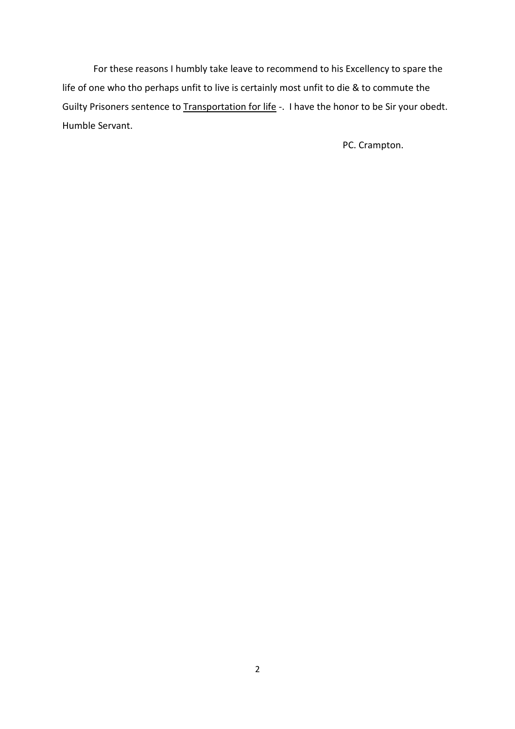For these reasons I humbly take leave to recommend to his Excellency to spare the life of one who tho perhaps unfit to live is certainly most unfit to die & to commute the Guilty Prisoners sentence to <u>Transportation for life</u> -. I have the honor to be Sir your obedt. Humble Servant.

PC. Crampton.